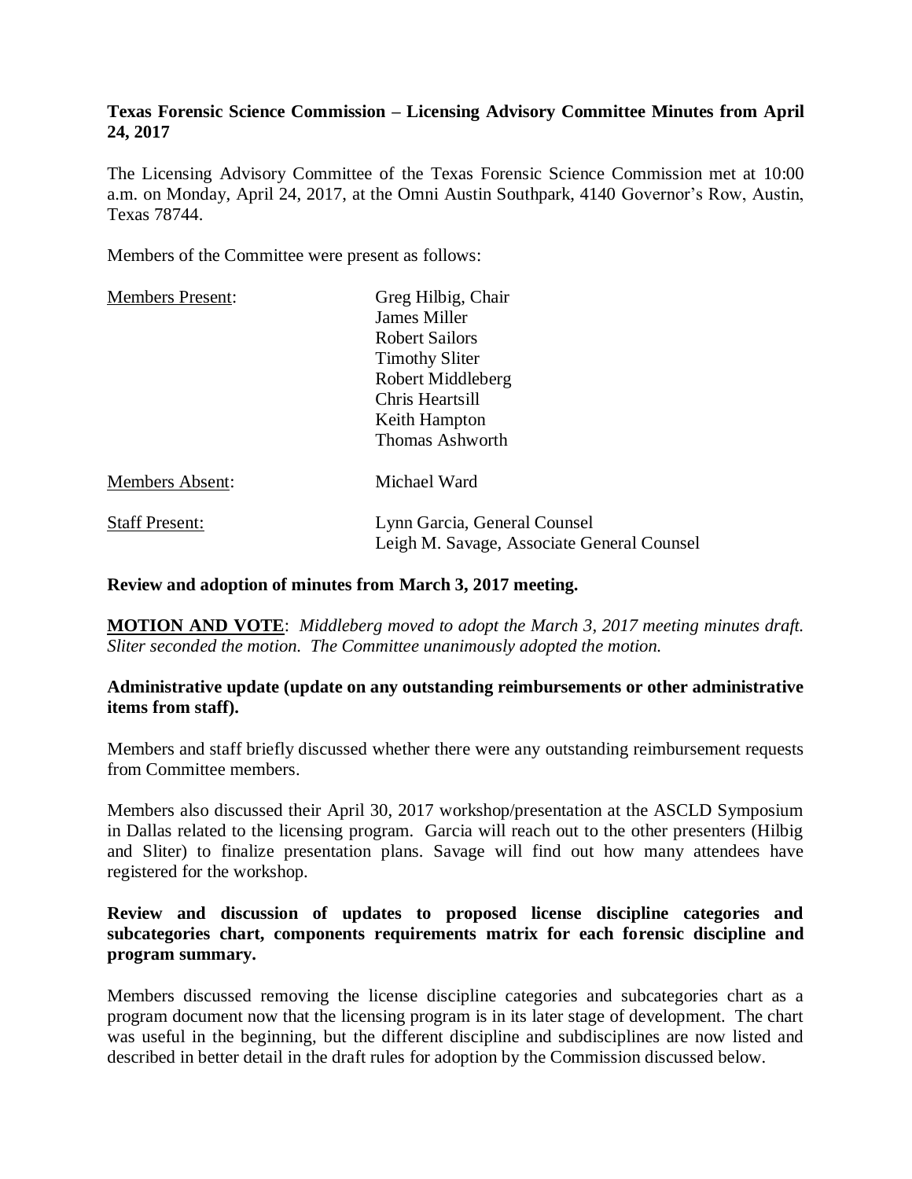**Texas Forensic Science Commission – Licensing Advisory Committee Minutes from April 24, 2017**

The Licensing Advisory Committee of the Texas Forensic Science Commission met at 10:00 a.m. on Monday, April 24, 2017, at the Omni Austin Southpark, 4140 Governor's Row, Austin, Texas 78744.

Members of the Committee were present as follows:

| | |
|---|---|
| Members Present: | Greg Hilbig, Chair<br>James Miller<br>Robert Sailors<br>Timothy Sliter<br>Robert Middleberg<br>Chris Heartsill<br>Keith Hampton<br>Thomas Ashworth |
| Members Absent: | Michael Ward |
| Staff Present: | Lynn Garcia, General Counsel<br>Leigh M. Savage, Associate General Counsel |

**Review and adoption of minutes from March 3, 2017 meeting.**

**MOTION AND VOTE**: *Middleberg moved to adopt the March 3, 2017 meeting minutes draft. Sliter seconded the motion. The Committee unanimously adopted the motion.*

**Administrative update (update on any outstanding reimbursements or other administrative items from staff).**

Members and staff briefly discussed whether there were any outstanding reimbursement requests from Committee members.

Members also discussed their April 30, 2017 workshop/presentation at the ASCLD Symposium in Dallas related to the licensing program. Garcia will reach out to the other presenters (Hilbig and Sliter) to finalize presentation plans. Savage will find out how many attendees have registered for the workshop.

**Review and discussion of updates to proposed license discipline categories and subcategories chart, components requirements matrix for each forensic discipline and program summary.**

Members discussed removing the license discipline categories and subcategories chart as a program document now that the licensing program is in its later stage of development. The chart was useful in the beginning, but the different discipline and subdisciplines are now listed and described in better detail in the draft rules for adoption by the Commission discussed below.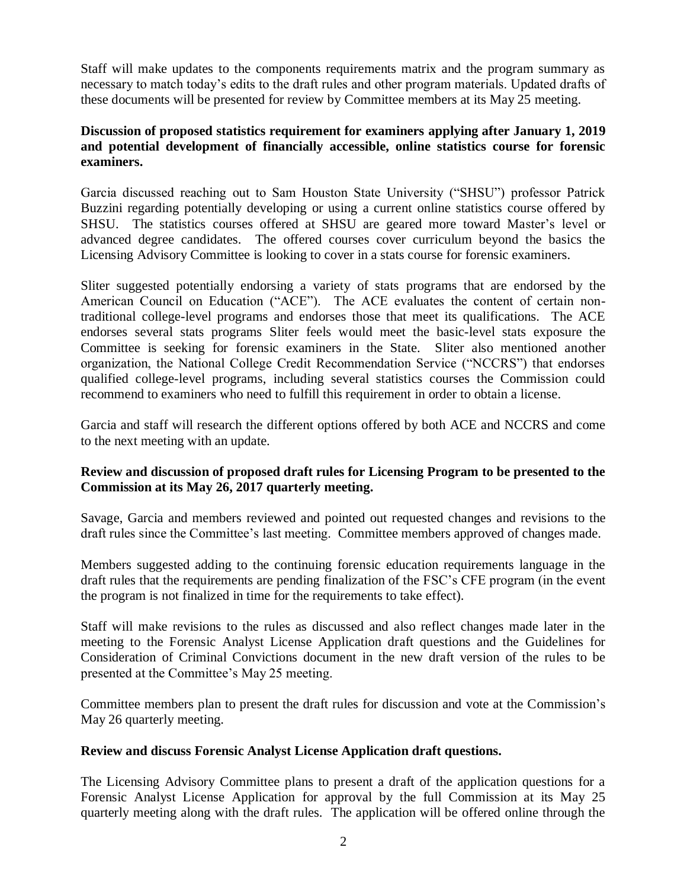Staff will make updates to the components requirements matrix and the program summary as necessary to match today's edits to the draft rules and other program materials. Updated drafts of these documents will be presented for review by Committee members at its May 25 meeting.

**Discussion of proposed statistics requirement for examiners applying after January 1, 2019 and potential development of financially accessible, online statistics course for forensic examiners.**

Garcia discussed reaching out to Sam Houston State University ("SHSU") professor Patrick Buzzini regarding potentially developing or using a current online statistics course offered by SHSU. The statistics courses offered at SHSU are geared more toward Master's level or advanced degree candidates. The offered courses cover curriculum beyond the basics the Licensing Advisory Committee is looking to cover in a stats course for forensic examiners.

Sliter suggested potentially endorsing a variety of stats programs that are endorsed by the American Council on Education ("ACE"). The ACE evaluates the content of certain non-traditional college-level programs and endorses those that meet its qualifications. The ACE endorses several stats programs Sliter feels would meet the basic-level stats exposure the Committee is seeking for forensic examiners in the State. Sliter also mentioned another organization, the National College Credit Recommendation Service ("NCCRS") that endorses qualified college-level programs, including several statistics courses the Commission could recommend to examiners who need to fulfill this requirement in order to obtain a license.

Garcia and staff will research the different options offered by both ACE and NCCRS and come to the next meeting with an update.

**Review and discussion of proposed draft rules for Licensing Program to be presented to the Commission at its May 26, 2017 quarterly meeting.**

Savage, Garcia and members reviewed and pointed out requested changes and revisions to the draft rules since the Committee's last meeting. Committee members approved of changes made.

Members suggested adding to the continuing forensic education requirements language in the draft rules that the requirements are pending finalization of the FSC's CFE program (in the event the program is not finalized in time for the requirements to take effect).

Staff will make revisions to the rules as discussed and also reflect changes made later in the meeting to the Forensic Analyst License Application draft questions and the Guidelines for Consideration of Criminal Convictions document in the new draft version of the rules to be presented at the Committee's May 25 meeting.

Committee members plan to present the draft rules for discussion and vote at the Commission's May 26 quarterly meeting.

**Review and discuss Forensic Analyst License Application draft questions.**

The Licensing Advisory Committee plans to present a draft of the application questions for a Forensic Analyst License Application for approval by the full Commission at its May 25 quarterly meeting along with the draft rules. The application will be offered online through the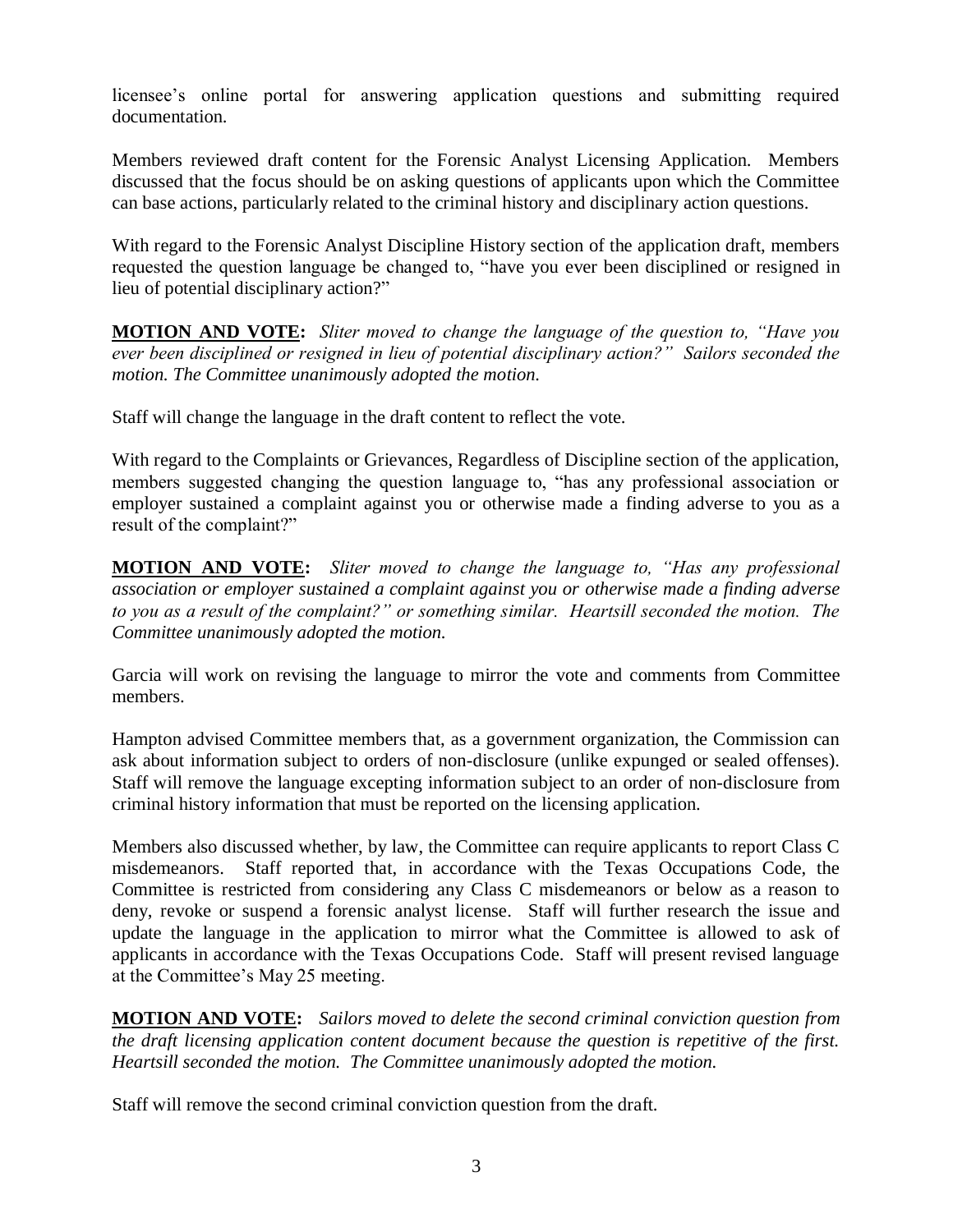licensee's online portal for answering application questions and submitting required documentation.

Members reviewed draft content for the Forensic Analyst Licensing Application. Members discussed that the focus should be on asking questions of applicants upon which the Committee can base actions, particularly related to the criminal history and disciplinary action questions.

With regard to the Forensic Analyst Discipline History section of the application draft, members requested the question language be changed to, "have you ever been disciplined or resigned in lieu of potential disciplinary action?"

**MOTION AND VOTE:** *Sliter moved to change the language of the question to, "Have you ever been disciplined or resigned in lieu of potential disciplinary action?" Sailors seconded the motion. The Committee unanimously adopted the motion.*

Staff will change the language in the draft content to reflect the vote.

With regard to the Complaints or Grievances, Regardless of Discipline section of the application, members suggested changing the question language to, "has any professional association or employer sustained a complaint against you or otherwise made a finding adverse to you as a result of the complaint?"

**MOTION AND VOTE:** *Sliter moved to change the language to, "Has any professional association or employer sustained a complaint against you or otherwise made a finding adverse to you as a result of the complaint?" or something similar. Heartsill seconded the motion. The Committee unanimously adopted the motion.*

Garcia will work on revising the language to mirror the vote and comments from Committee members.

Hampton advised Committee members that, as a government organization, the Commission can ask about information subject to orders of non-disclosure (unlike expunged or sealed offenses). Staff will remove the language excepting information subject to an order of non-disclosure from criminal history information that must be reported on the licensing application.

Members also discussed whether, by law, the Committee can require applicants to report Class C misdemeanors. Staff reported that, in accordance with the Texas Occupations Code, the Committee is restricted from considering any Class C misdemeanors or below as a reason to deny, revoke or suspend a forensic analyst license. Staff will further research the issue and update the language in the application to mirror what the Committee is allowed to ask of applicants in accordance with the Texas Occupations Code. Staff will present revised language at the Committee's May 25 meeting.

**MOTION AND VOTE:** *Sailors moved to delete the second criminal conviction question from the draft licensing application content document because the question is repetitive of the first. Heartsill seconded the motion. The Committee unanimously adopted the motion.*

Staff will remove the second criminal conviction question from the draft.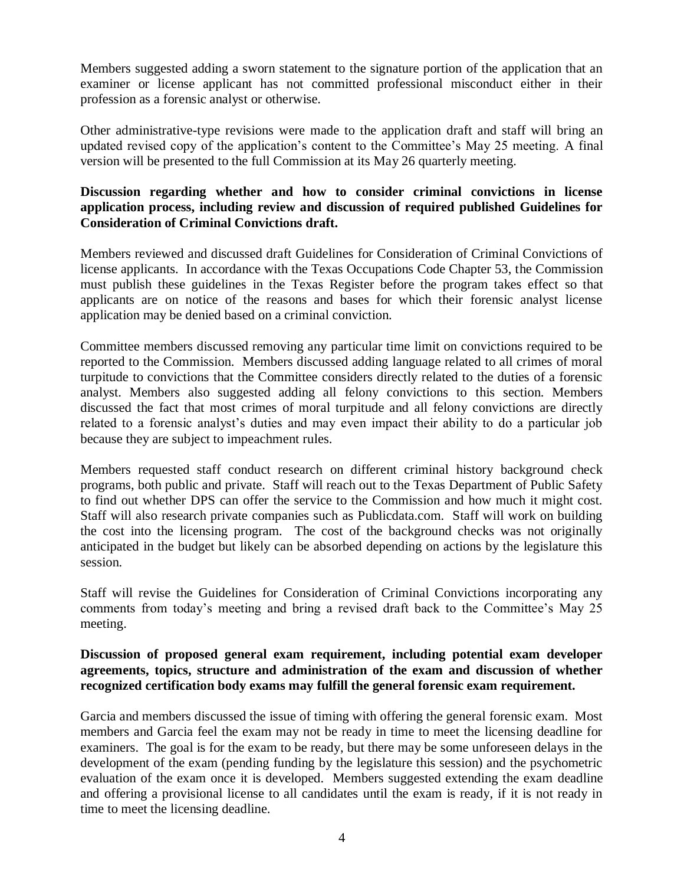Members suggested adding a sworn statement to the signature portion of the application that an examiner or license applicant has not committed professional misconduct either in their profession as a forensic analyst or otherwise.

Other administrative-type revisions were made to the application draft and staff will bring an updated revised copy of the application's content to the Committee's May 25 meeting. A final version will be presented to the full Commission at its May 26 quarterly meeting.

**Discussion regarding whether and how to consider criminal convictions in license application process, including review and discussion of required published Guidelines for Consideration of Criminal Convictions draft.**

Members reviewed and discussed draft Guidelines for Consideration of Criminal Convictions of license applicants. In accordance with the Texas Occupations Code Chapter 53, the Commission must publish these guidelines in the Texas Register before the program takes effect so that applicants are on notice of the reasons and bases for which their forensic analyst license application may be denied based on a criminal conviction.

Committee members discussed removing any particular time limit on convictions required to be reported to the Commission. Members discussed adding language related to all crimes of moral turpitude to convictions that the Committee considers directly related to the duties of a forensic analyst. Members also suggested adding all felony convictions to this section. Members discussed the fact that most crimes of moral turpitude and all felony convictions are directly related to a forensic analyst's duties and may even impact their ability to do a particular job because they are subject to impeachment rules.

Members requested staff conduct research on different criminal history background check programs, both public and private. Staff will reach out to the Texas Department of Public Safety to find out whether DPS can offer the service to the Commission and how much it might cost. Staff will also research private companies such as Publicdata.com. Staff will work on building the cost into the licensing program. The cost of the background checks was not originally anticipated in the budget but likely can be absorbed depending on actions by the legislature this session.

Staff will revise the Guidelines for Consideration of Criminal Convictions incorporating any comments from today's meeting and bring a revised draft back to the Committee's May 25 meeting.

**Discussion of proposed general exam requirement, including potential exam developer agreements, topics, structure and administration of the exam and discussion of whether recognized certification body exams may fulfill the general forensic exam requirement.**

Garcia and members discussed the issue of timing with offering the general forensic exam. Most members and Garcia feel the exam may not be ready in time to meet the licensing deadline for examiners. The goal is for the exam to be ready, but there may be some unforeseen delays in the development of the exam (pending funding by the legislature this session) and the psychometric evaluation of the exam once it is developed. Members suggested extending the exam deadline and offering a provisional license to all candidates until the exam is ready, if it is not ready in time to meet the licensing deadline.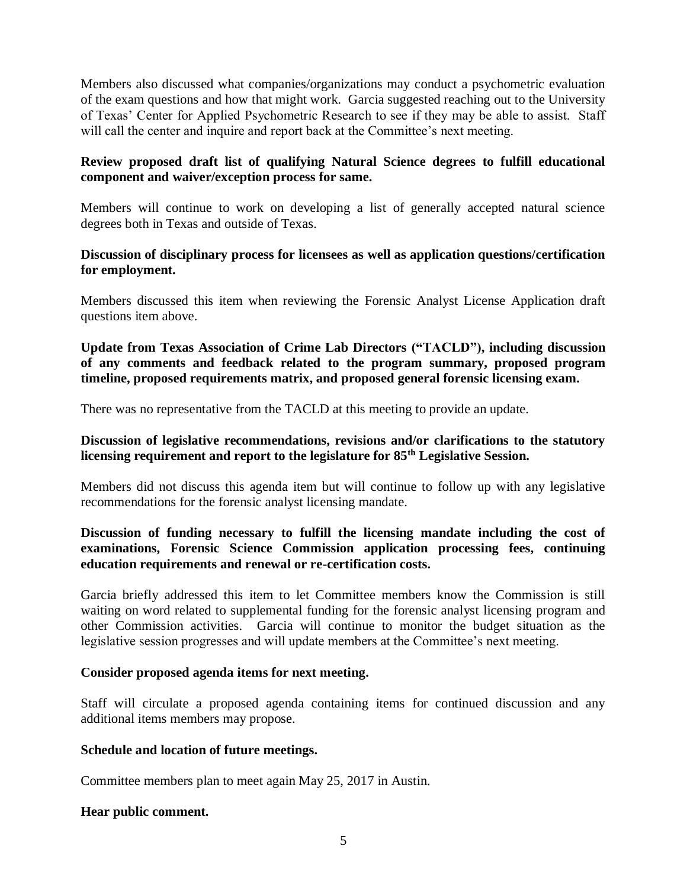Members also discussed what companies/organizations may conduct a psychometric evaluation of the exam questions and how that might work. Garcia suggested reaching out to the University of Texas' Center for Applied Psychometric Research to see if they may be able to assist. Staff will call the center and inquire and report back at the Committee's next meeting.

**Review proposed draft list of qualifying Natural Science degrees to fulfill educational component and waiver/exception process for same.**

Members will continue to work on developing a list of generally accepted natural science degrees both in Texas and outside of Texas.

**Discussion of disciplinary process for licensees as well as application questions/certification for employment.**

Members discussed this item when reviewing the Forensic Analyst License Application draft questions item above.

**Update from Texas Association of Crime Lab Directors ("TACLD"), including discussion of any comments and feedback related to the program summary, proposed program timeline, proposed requirements matrix, and proposed general forensic licensing exam.**

There was no representative from the TACLD at this meeting to provide an update.

**Discussion of legislative recommendations, revisions and/or clarifications to the statutory licensing requirement and report to the legislature for 85th Legislative Session.**

Members did not discuss this agenda item but will continue to follow up with any legislative recommendations for the forensic analyst licensing mandate.

**Discussion of funding necessary to fulfill the licensing mandate including the cost of examinations, Forensic Science Commission application processing fees, continuing education requirements and renewal or re-certification costs.**

Garcia briefly addressed this item to let Committee members know the Commission is still waiting on word related to supplemental funding for the forensic analyst licensing program and other Commission activities. Garcia will continue to monitor the budget situation as the legislative session progresses and will update members at the Committee's next meeting.

**Consider proposed agenda items for next meeting.**

Staff will circulate a proposed agenda containing items for continued discussion and any additional items members may propose.

**Schedule and location of future meetings.**

Committee members plan to meet again May 25, 2017 in Austin.

**Hear public comment.**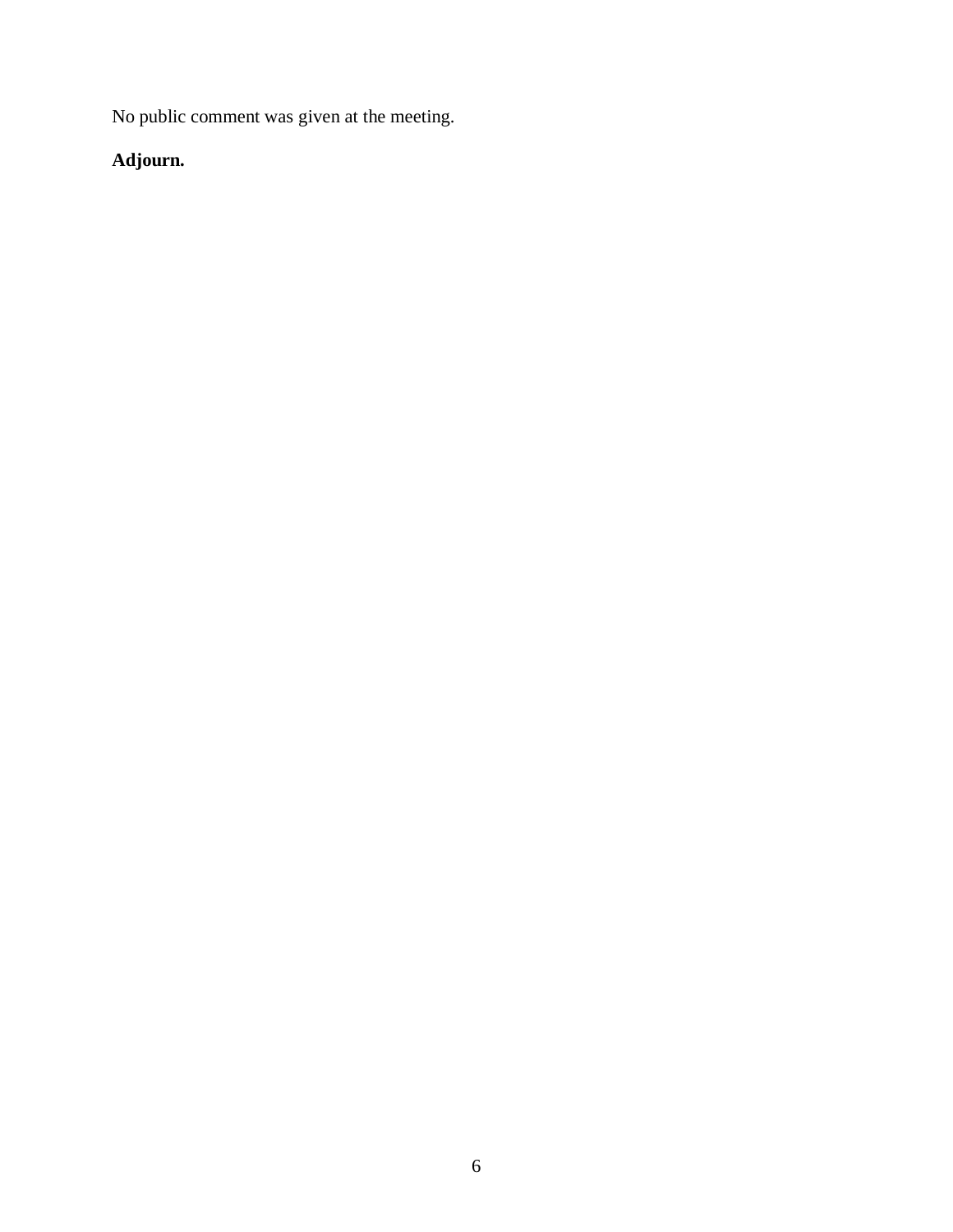No public comment was given at the meeting.

**Adjourn.**